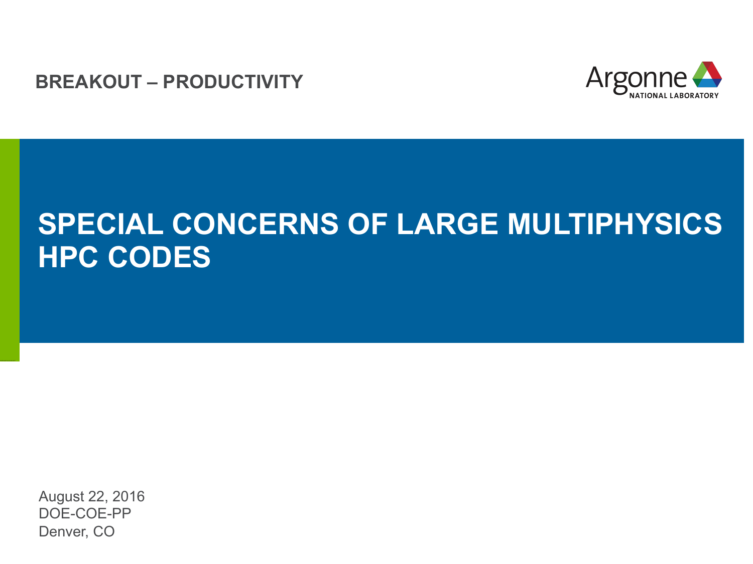BREAKOUT – PRODUCTIVITY

Argonne NATIONAL LABORATORY

# SPECIAL CONCERNS OF LARGE MULTIPHYSICS HPC CODES

August 22, 2016
DOE-COE-PP
Denver, CO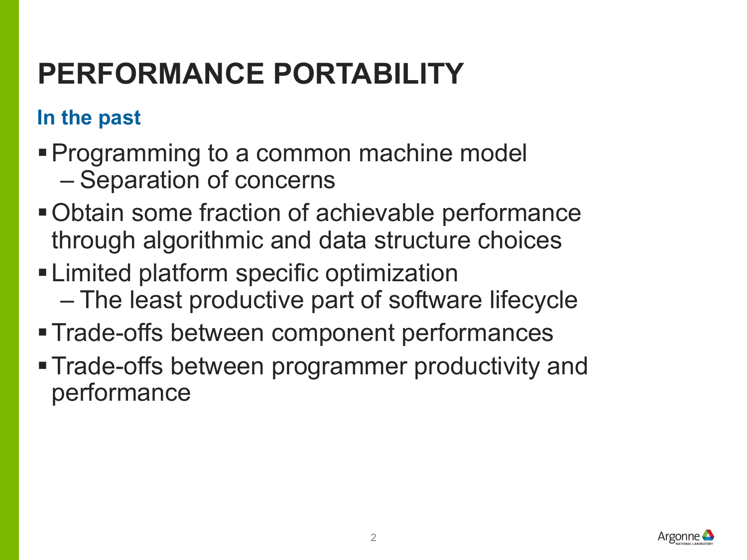# PERFORMANCE PORTABILITY

### In the past

- Programming to a common machine model
  - Separation of concerns
- Obtain some fraction of achievable performance through algorithmic and data structure choices
- Limited platform specific optimization
  - The least productive part of software lifecycle
- Trade-offs between component performances
- Trade-offs between programmer productivity and performance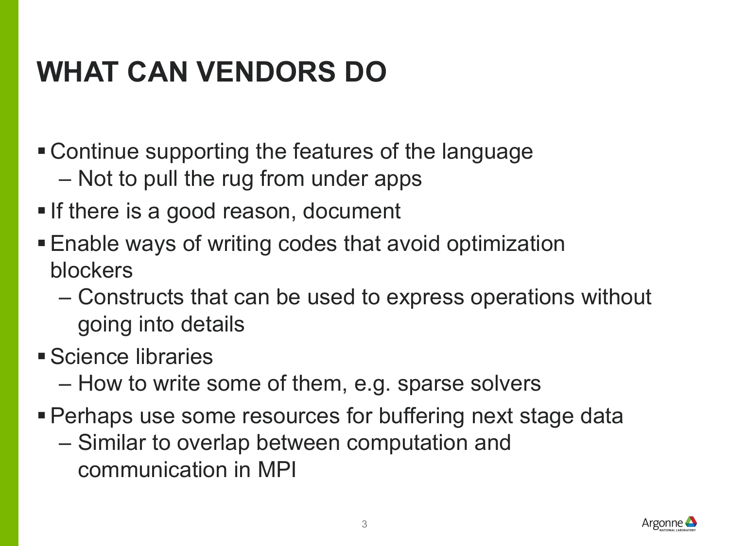# WHAT CAN VENDORS DO

- Continue supporting the features of the language
  - Not to pull the rug from under apps
- If there is a good reason, document
- Enable ways of writing codes that avoid optimization blockers
  - Constructs that can be used to express operations without going into details
- Science libraries
  - How to write some of them, e.g. sparse solvers
- Perhaps use some resources for buffering next stage data
  - Similar to overlap between computation and communication in MPI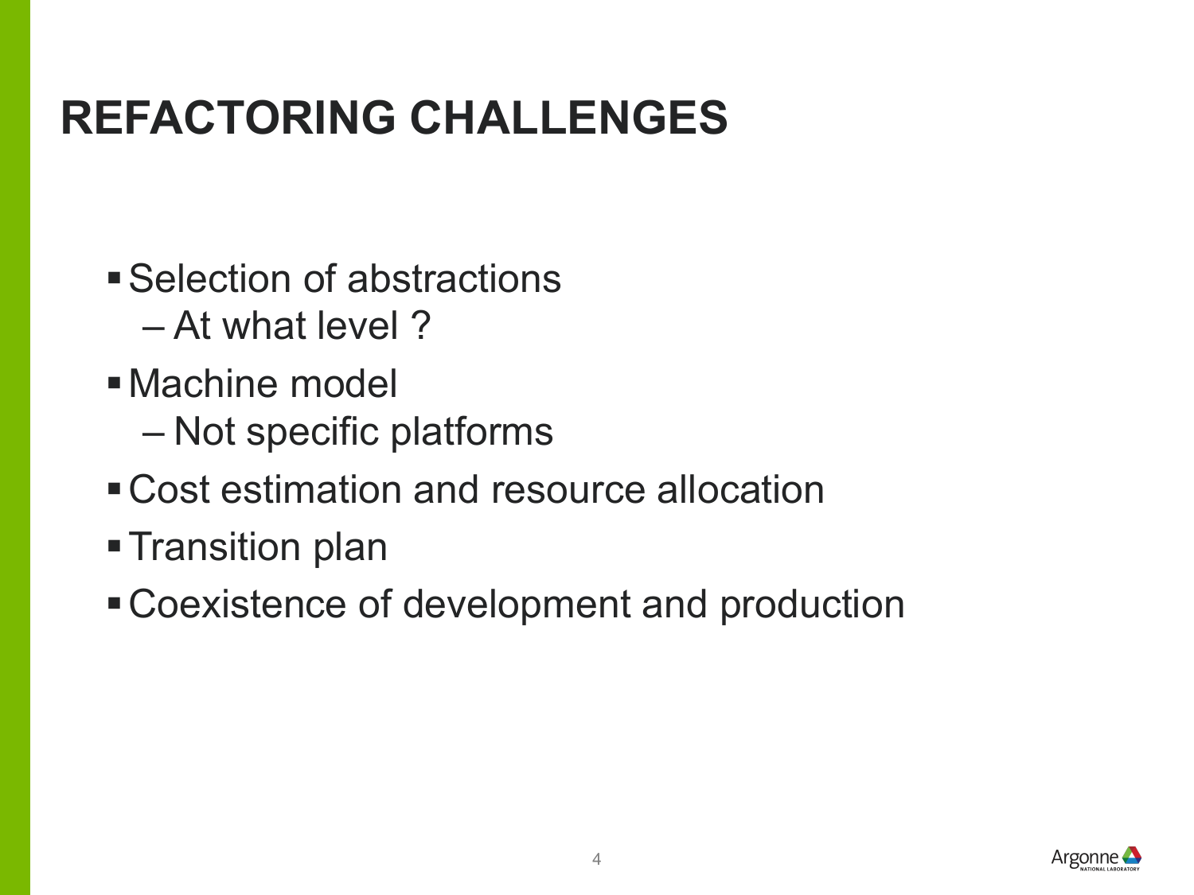# REFACTORING CHALLENGES

- Selection of abstractions
  - At what level ?
- Machine model
  - Not specific platforms
- Cost estimation and resource allocation
- Transition plan
- Coexistence of development and production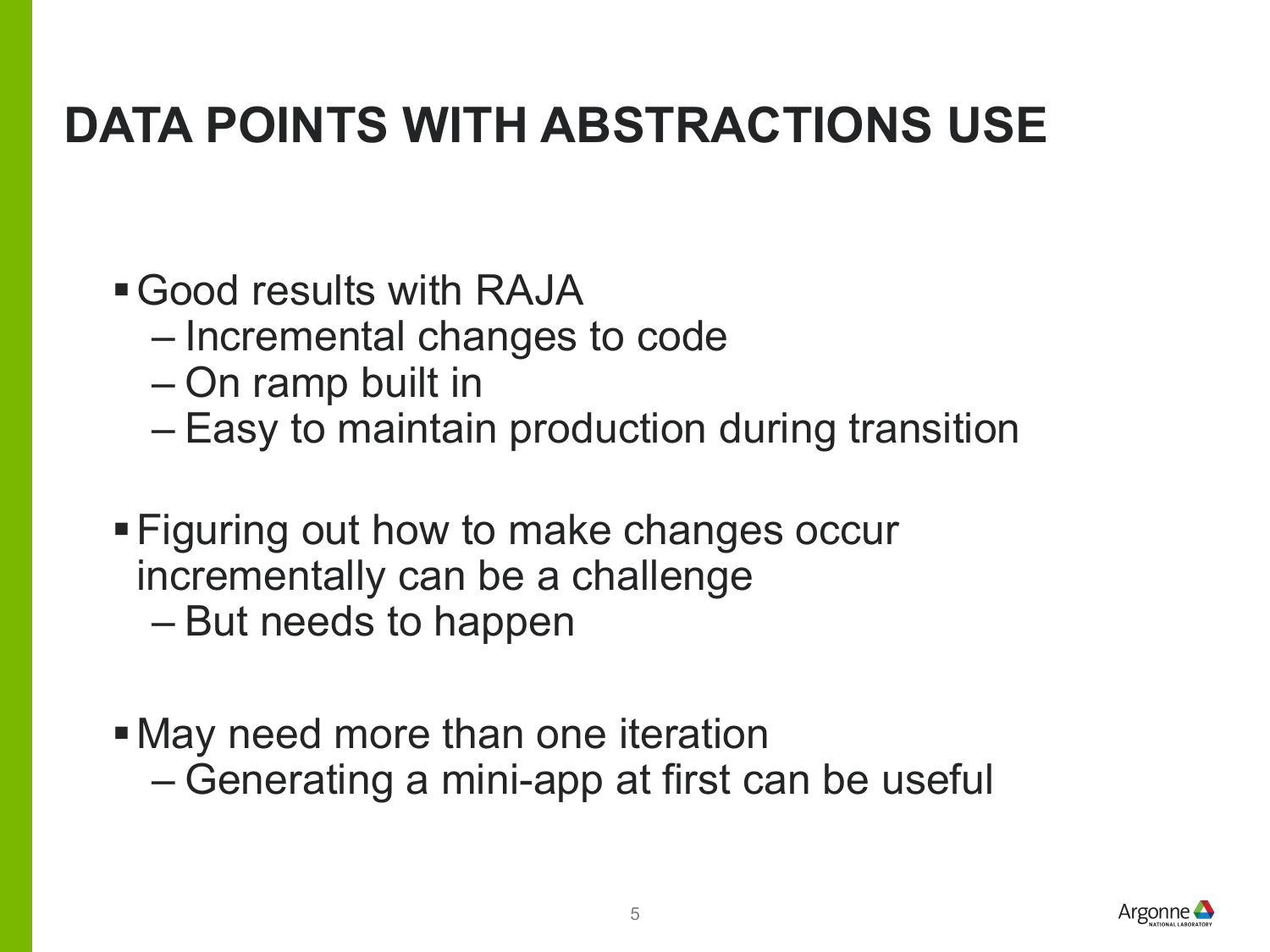# DATA POINTS WITH ABSTRACTIONS USE

- Good results with RAJA
  - Incremental changes to code
  - On ramp built in
  - Easy to maintain production during transition

- Figuring out how to make changes occur incrementally can be a challenge
  - But needs to happen

- May need more than one iteration
  - Generating a mini-app at first can be useful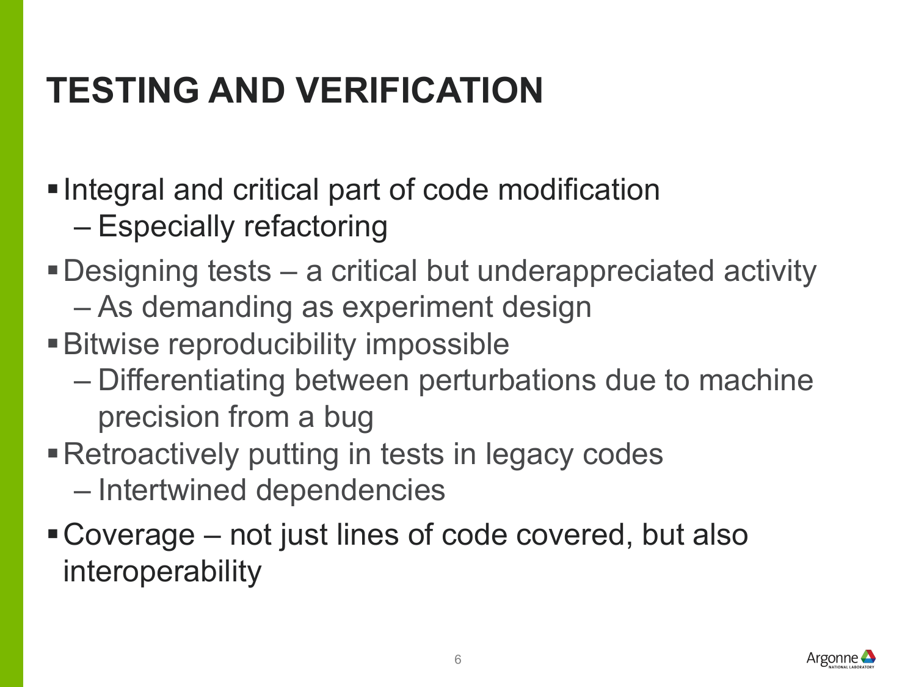# TESTING AND VERIFICATION

- Integral and critical part of code modification
  - Especially refactoring
- Designing tests – a critical but underappreciated activity
  - As demanding as experiment design
- Bitwise reproducibility impossible
  - Differentiating between perturbations due to machine precision from a bug
- Retroactively putting in tests in legacy codes
  - Intertwined dependencies
- Coverage – not just lines of code covered, but also interoperability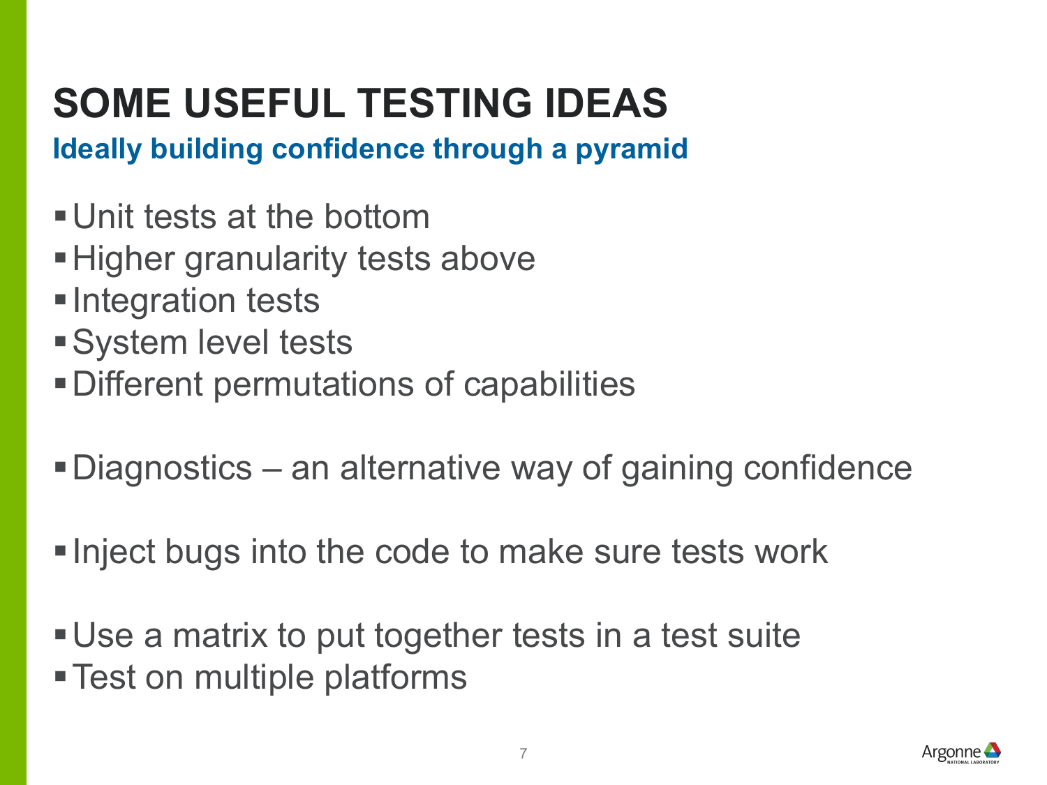# SOME USEFUL TESTING IDEAS

## Ideally building confidence through a pyramid

- Unit tests at the bottom
- Higher granularity tests above
- Integration tests
- System level tests
- Different permutations of capabilities

- Diagnostics – an alternative way of gaining confidence

- Inject bugs into the code to make sure tests work

- Use a matrix to put together tests in a test suite
- Test on multiple platforms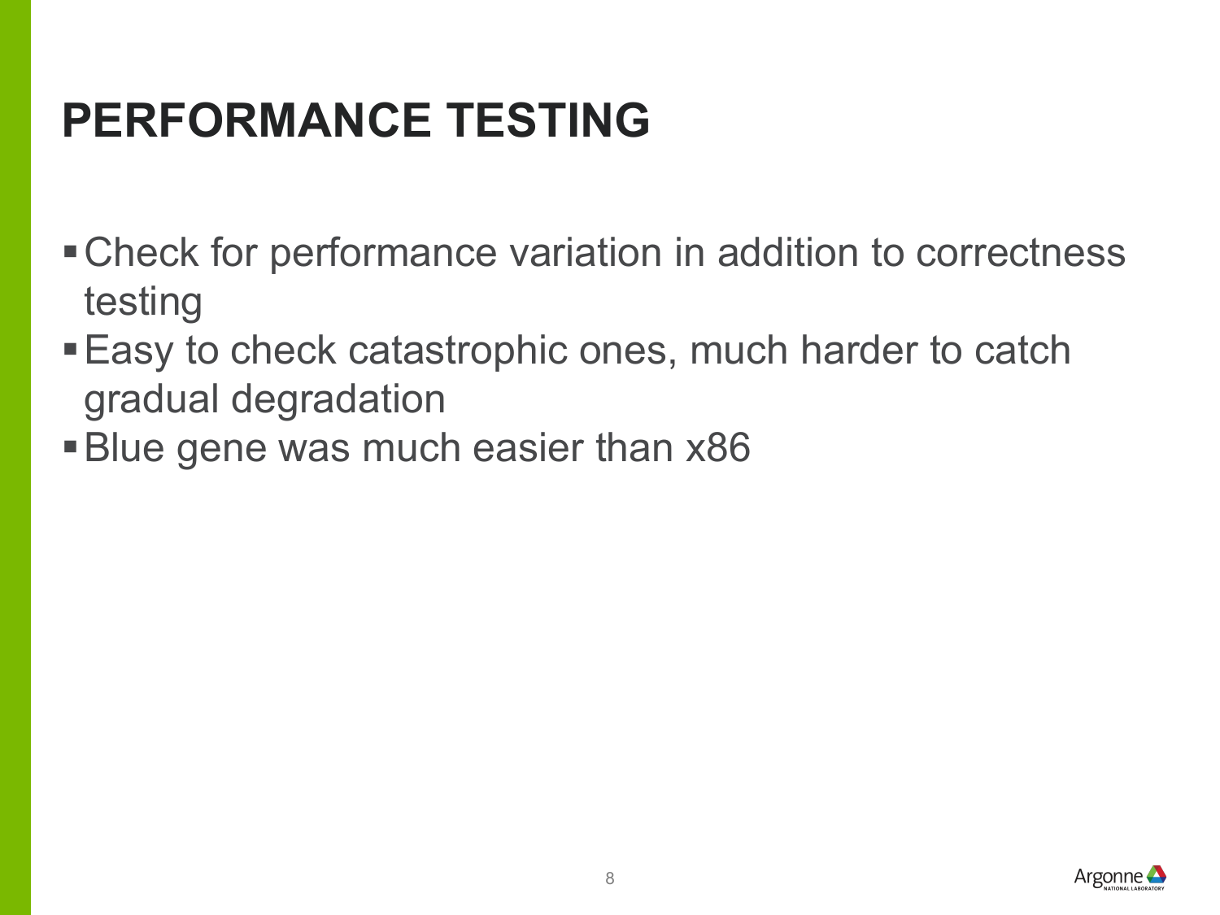# PERFORMANCE TESTING

- Check for performance variation in addition to correctness testing
- Easy to check catastrophic ones, much harder to catch gradual degradation
- Blue gene was much easier than x86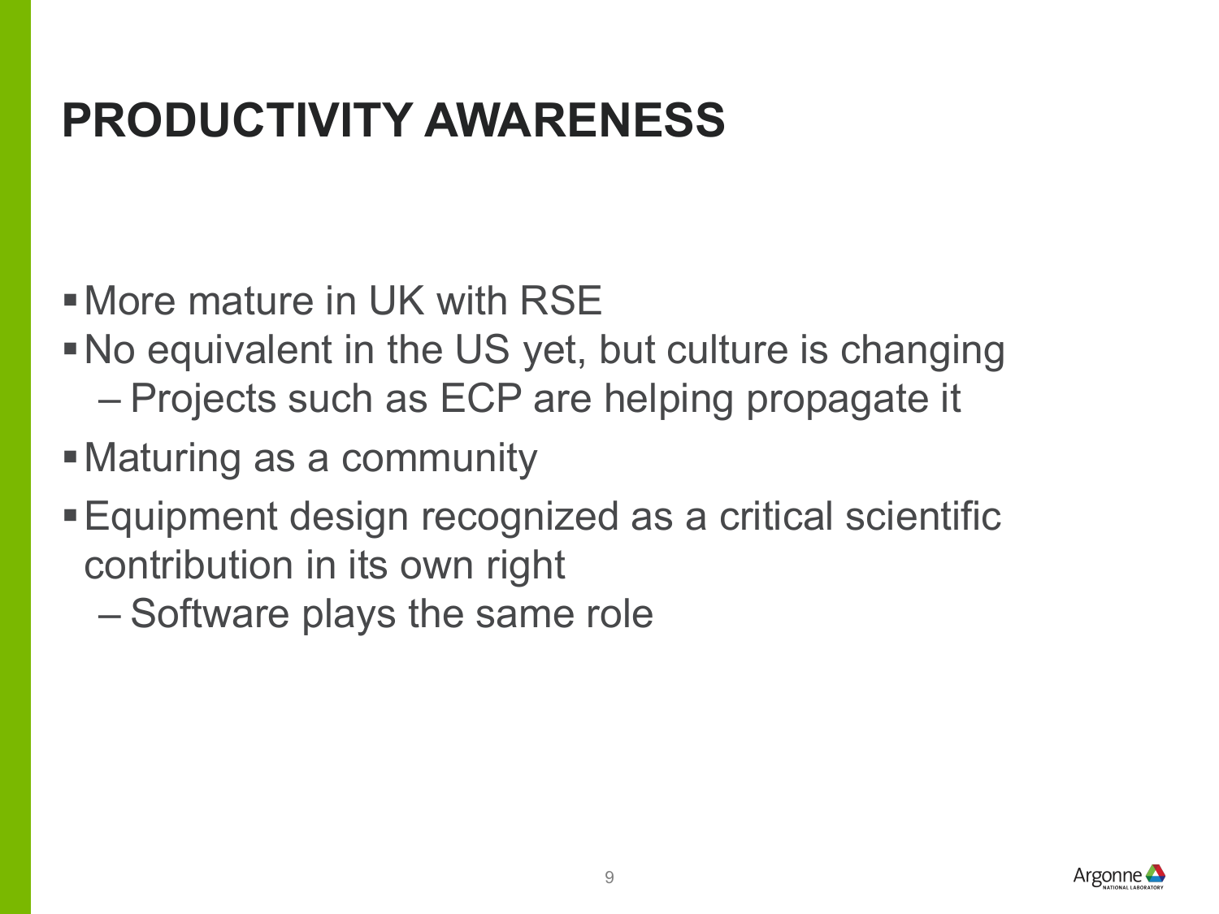# PRODUCTIVITY AWARENESS

- More mature in UK with RSE
- No equivalent in the US yet, but culture is changing
  - Projects such as ECP are helping propagate it
- Maturing as a community
- Equipment design recognized as a critical scientific contribution in its own right
  - Software plays the same role